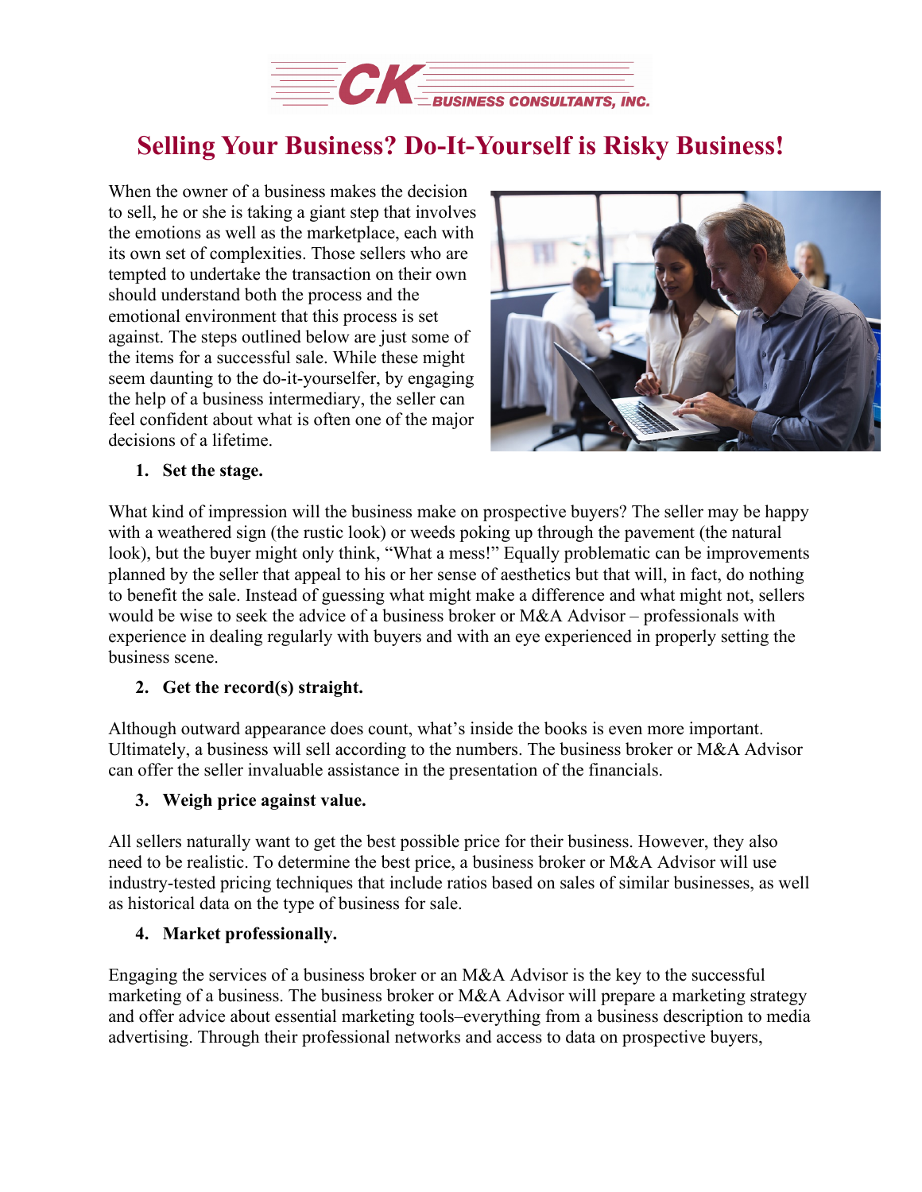# Selling Your Business? Do-It-Yourself is Risky Business!

When the owner of a business makes the decision to sell, he or she is taking a giant step that involves the emotions as well as the marketplace, each with its own set of complexities. Those sellers who are tempted to undertake the transaction on their own should understand both the process and the emotional environment that this process is set against. The steps outlined below are just some of the items for a successful sale. While these might seem daunting to the do-it-yourselfer, by engaging the help of a business intermediary, the seller can feel confident about what is often one of the major decisions of a lifetime.

1. **Set the stage.**

What kind of impression will the business make on prospective buyers? The seller may be happy with a weathered sign (the rustic look) or weeds poking up through the pavement (the natural look), but the buyer might only think, "What a mess!" Equally problematic can be improvements planned by the seller that appeal to his or her sense of aesthetics but that will, in fact, do nothing to benefit the sale. Instead of guessing what might make a difference and what might not, sellers would be wise to seek the advice of a business broker or M&A Advisor – professionals with experience in dealing regularly with buyers and with an eye experienced in properly setting the business scene.

2. **Get the record(s) straight.**

Although outward appearance does count, what's inside the books is even more important. Ultimately, a business will sell according to the numbers. The business broker or M&A Advisor can offer the seller invaluable assistance in the presentation of the financials.

3. **Weigh price against value.**

All sellers naturally want to get the best possible price for their business. However, they also need to be realistic. To determine the best price, a business broker or M&A Advisor will use industry-tested pricing techniques that include ratios based on sales of similar businesses, as well as historical data on the type of business for sale.

4. **Market professionally.**

Engaging the services of a business broker or an M&A Advisor is the key to the successful marketing of a business. The business broker or M&A Advisor will prepare a marketing strategy and offer advice about essential marketing tools–everything from a business description to media advertising. Through their professional networks and access to data on prospective buyers,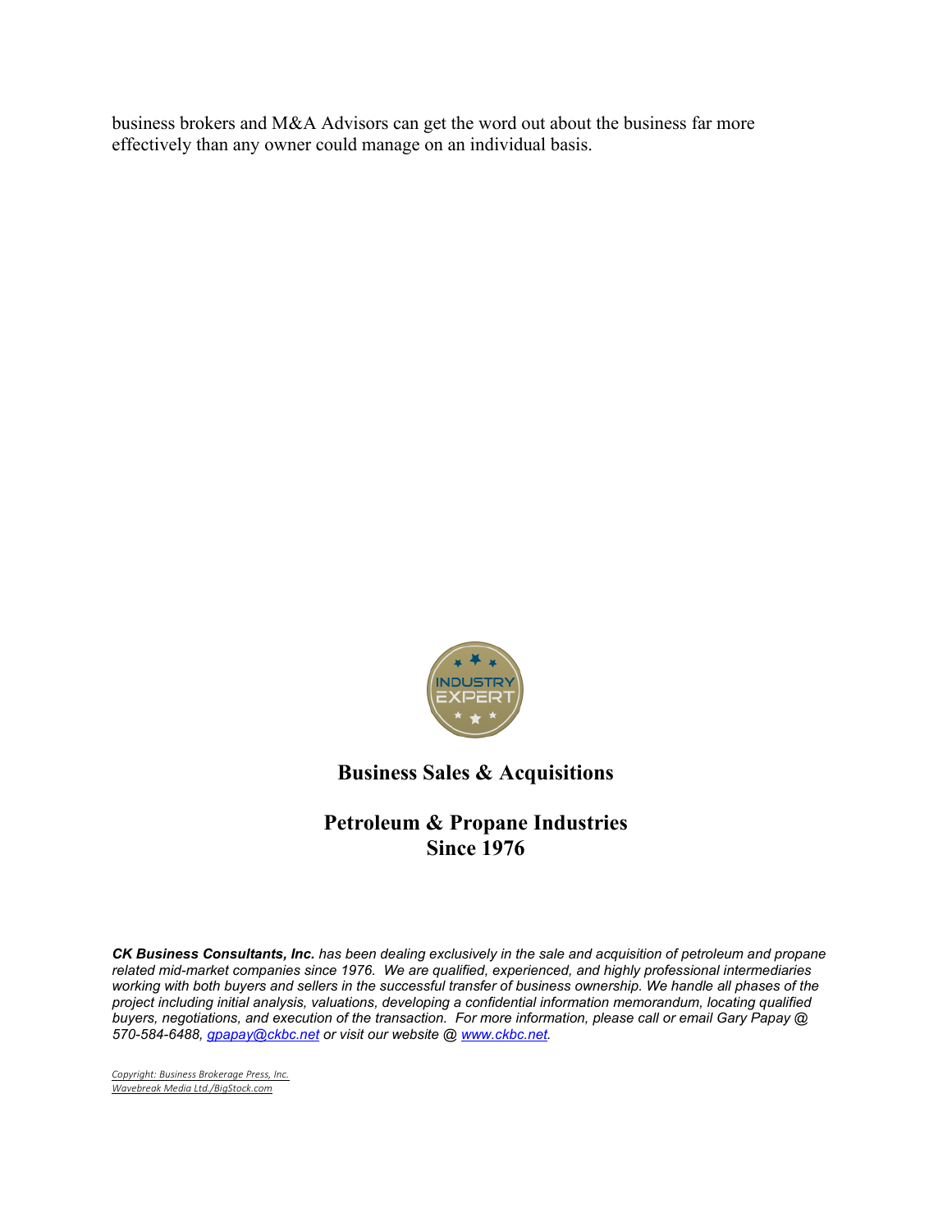business brokers and M&A Advisors can get the word out about the business far more effectively than any owner could manage on an individual basis.

INDUSTRY EXPERT

**Business Sales & Acquisitions**

**Petroleum & Propane Industries**
**Since 1976**

***CK Business Consultants, Inc.*** *has been dealing exclusively in the sale and acquisition of petroleum and propane related mid-market companies since 1976. We are qualified, experienced, and highly professional intermediaries working with both buyers and sellers in the successful transfer of business ownership. We handle all phases of the project including initial analysis, valuations, developing a confidential information memorandum, locating qualified buyers, negotiations, and execution of the transaction. For more information, please call or email Gary Papay @ 570-584-6488, [gpapay@ckbc.net](mailto:gpapay@ckbc.net) or visit our website @ [www.ckbc.net](http://www.ckbc.net).*

*Copyright: Business Brokerage Press, Inc.*
*Wavebreak Media Ltd./BigStock.com*